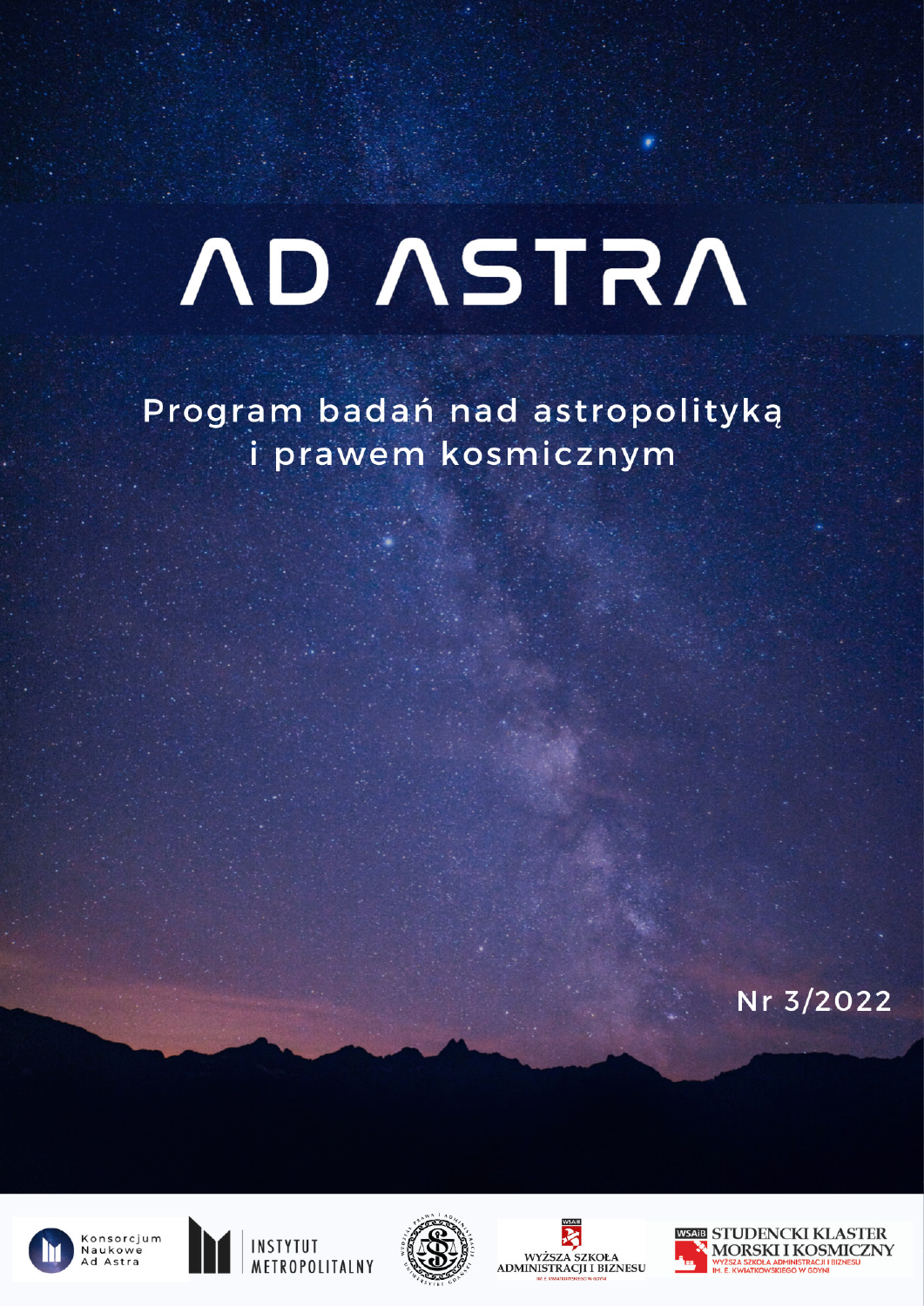# AD ASTRA

Program badań nad astropolityką i prawem kosmicznym

Nr 3/2022

Konsorcjum Naukowe Ad Astra

INSTYTUT METROPOLITALNY

WYŻSZA SZKOŁA ADMINISTRACJI I BIZNESU IM. E. KWIATKOWSKIEGO W GDYNI

STUDENCKI KLASTER MORSKI I KOSMICZNY WYŻSZA SZKOŁA ADMINISTRACJI I BIZNESU IM. E. KWIATKOWSKIEGO W GDYNI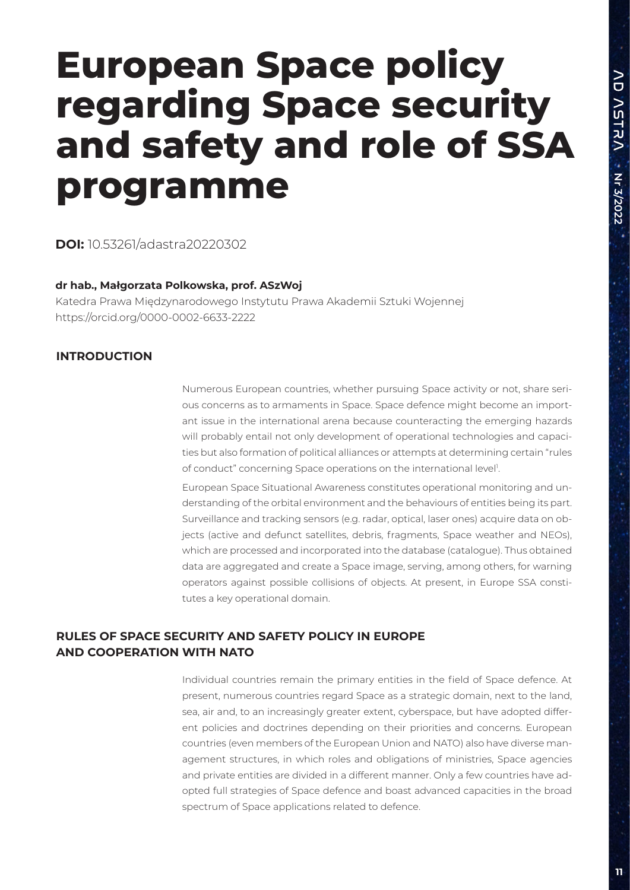# European Space policy regarding Space security and safety and role of SSA programme

**DOI:** 10.53261/adastra20220302

**dr hab., Małgorzata Polkowska, prof. ASzWoj**

Katedra Prawa Międzynarodowego Instytutu Prawa Akademii Sztuki Wojennej
https://orcid.org/0000-0002-6633-2222

## INTRODUCTION

Numerous European countries, whether pursuing Space activity or not, share serious concerns as to armaments in Space. Space defence might become an important issue in the international arena because counteracting the emerging hazards will probably entail not only development of operational technologies and capacities but also formation of political alliances or attempts at determining certain "rules of conduct" concerning Space operations on the international level[1].

European Space Situational Awareness constitutes operational monitoring and understanding of the orbital environment and the behaviours of entities being its part. Surveillance and tracking sensors (e.g. radar, optical, laser ones) acquire data on objects (active and defunct satellites, debris, fragments, Space weather and NEOs), which are processed and incorporated into the database (catalogue). Thus obtained data are aggregated and create a Space image, serving, among others, for warning operators against possible collisions of objects. At present, in Europe SSA constitutes a key operational domain.

## RULES OF SPACE SECURITY AND SAFETY POLICY IN EUROPE AND COOPERATION WITH NATO

Individual countries remain the primary entities in the field of Space defence. At present, numerous countries regard Space as a strategic domain, next to the land, sea, air and, to an increasingly greater extent, cyberspace, but have adopted different policies and doctrines depending on their priorities and concerns. European countries (even members of the European Union and NATO) also have diverse management structures, in which roles and obligations of ministries, Space agencies and private entities are divided in a different manner. Only a few countries have adopted full strategies of Space defence and boast advanced capacities in the broad spectrum of Space applications related to defence.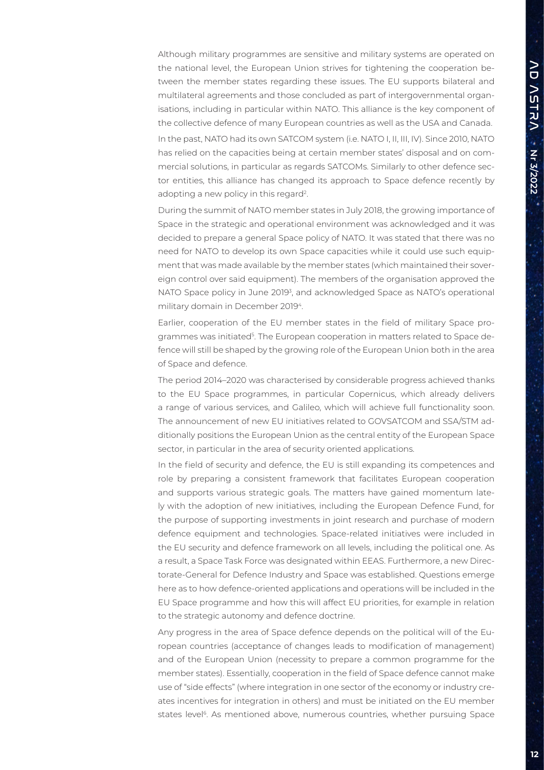Although military programmes are sensitive and military systems are operated on the national level, the European Union strives for tightening the cooperation between the member states regarding these issues. The EU supports bilateral and multilateral agreements and those concluded as part of intergovernmental organisations, including in particular within NATO. This alliance is the key component of the collective defence of many European countries as well as the USA and Canada.

In the past, NATO had its own SATCOM system (i.e. NATO I, II, III, IV). Since 2010, NATO has relied on the capacities being at certain member states' disposal and on commercial solutions, in particular as regards SATCOMs. Similarly to other defence sector entities, this alliance has changed its approach to Space defence recently by adopting a new policy in this regard[2].

During the summit of NATO member states in July 2018, the growing importance of Space in the strategic and operational environment was acknowledged and it was decided to prepare a general Space policy of NATO. It was stated that there was no need for NATO to develop its own Space capacities while it could use such equipment that was made available by the member states (which maintained their sovereign control over said equipment). The members of the organisation approved the NATO Space policy in June 2019[3], and acknowledged Space as NATO's operational military domain in December 2019[4].

Earlier, cooperation of the EU member states in the field of military Space programmes was initiated[5]. The European cooperation in matters related to Space defence will still be shaped by the growing role of the European Union both in the area of Space and defence.

The period 2014–2020 was characterised by considerable progress achieved thanks to the EU Space programmes, in particular Copernicus, which already delivers a range of various services, and Galileo, which will achieve full functionality soon. The announcement of new EU initiatives related to GOVSATCOM and SSA/STM additionally positions the European Union as the central entity of the European Space sector, in particular in the area of security oriented applications.

In the field of security and defence, the EU is still expanding its competences and role by preparing a consistent framework that facilitates European cooperation and supports various strategic goals. The matters have gained momentum lately with the adoption of new initiatives, including the European Defence Fund, for the purpose of supporting investments in joint research and purchase of modern defence equipment and technologies. Space-related initiatives were included in the EU security and defence framework on all levels, including the political one. As a result, a Space Task Force was designated within EEAS. Furthermore, a new Directorate-General for Defence Industry and Space was established. Questions emerge here as to how defence-oriented applications and operations will be included in the EU Space programme and how this will affect EU priorities, for example in relation to the strategic autonomy and defence doctrine.

Any progress in the area of Space defence depends on the political will of the European countries (acceptance of changes leads to modification of management) and of the European Union (necessity to prepare a common programme for the member states). Essentially, cooperation in the field of Space defence cannot make use of "side effects" (where integration in one sector of the economy or industry creates incentives for integration in others) and must be initiated on the EU member states level[6]. As mentioned above, numerous countries, whether pursuing Space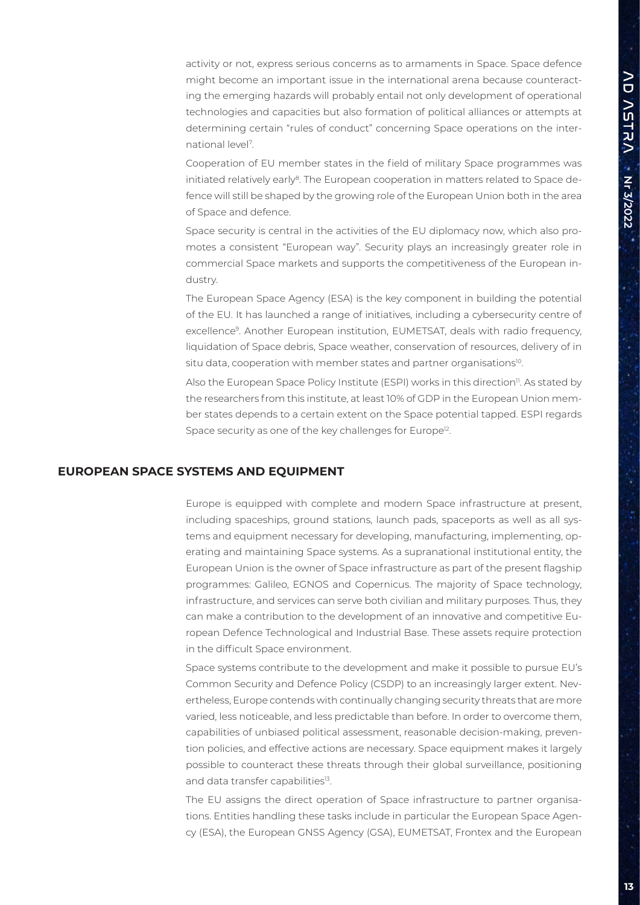activity or not, express serious concerns as to armaments in Space. Space defence might become an important issue in the international arena because counteracting the emerging hazards will probably entail not only development of operational technologies and capacities but also formation of political alliances or attempts at determining certain "rules of conduct" concerning Space operations on the international level[7].

Cooperation of EU member states in the field of military Space programmes was initiated relatively early[8]. The European cooperation in matters related to Space defence will still be shaped by the growing role of the European Union both in the area of Space and defence.

Space security is central in the activities of the EU diplomacy now, which also promotes a consistent "European way". Security plays an increasingly greater role in commercial Space markets and supports the competitiveness of the European industry.

The European Space Agency (ESA) is the key component in building the potential of the EU. It has launched a range of initiatives, including a cybersecurity centre of excellence[9]. Another European institution, EUMETSAT, deals with radio frequency, liquidation of Space debris, Space weather, conservation of resources, delivery of in situ data, cooperation with member states and partner organisations[10].

Also the European Space Policy Institute (ESPI) works in this direction[11]. As stated by the researchers from this institute, at least 10% of GDP in the European Union member states depends to a certain extent on the Space potential tapped. ESPI regards Space security as one of the key challenges for Europe[12].

## EUROPEAN SPACE SYSTEMS AND EQUIPMENT

Europe is equipped with complete and modern Space infrastructure at present, including spaceships, ground stations, launch pads, spaceports as well as all systems and equipment necessary for developing, manufacturing, implementing, operating and maintaining Space systems. As a supranational institutional entity, the European Union is the owner of Space infrastructure as part of the present flagship programmes: Galileo, EGNOS and Copernicus. The majority of Space technology, infrastructure, and services can serve both civilian and military purposes. Thus, they can make a contribution to the development of an innovative and competitive European Defence Technological and Industrial Base. These assets require protection in the difficult Space environment.

Space systems contribute to the development and make it possible to pursue EU's Common Security and Defence Policy (CSDP) to an increasingly larger extent. Nevertheless, Europe contends with continually changing security threats that are more varied, less noticeable, and less predictable than before. In order to overcome them, capabilities of unbiased political assessment, reasonable decision-making, prevention policies, and effective actions are necessary. Space equipment makes it largely possible to counteract these threats through their global surveillance, positioning and data transfer capabilities[13].

The EU assigns the direct operation of Space infrastructure to partner organisations. Entities handling these tasks include in particular the European Space Agency (ESA), the European GNSS Agency (GSA), EUMETSAT, Frontex and the European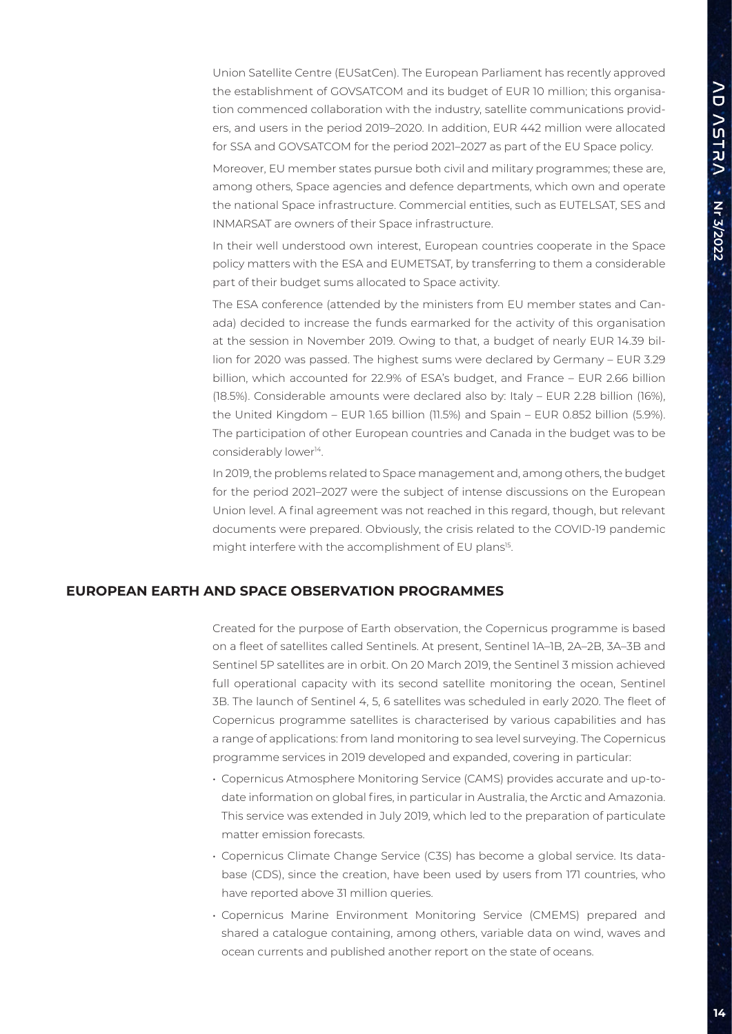Union Satellite Centre (EUSatCen). The European Parliament has recently approved the establishment of GOVSATCOM and its budget of EUR 10 million; this organisation commenced collaboration with the industry, satellite communications providers, and users in the period 2019–2020. In addition, EUR 442 million were allocated for SSA and GOVSATCOM for the period 2021–2027 as part of the EU Space policy.

Moreover, EU member states pursue both civil and military programmes; these are, among others, Space agencies and defence departments, which own and operate the national Space infrastructure. Commercial entities, such as EUTELSAT, SES and INMARSAT are owners of their Space infrastructure.

In their well understood own interest, European countries cooperate in the Space policy matters with the ESA and EUMETSAT, by transferring to them a considerable part of their budget sums allocated to Space activity.

The ESA conference (attended by the ministers from EU member states and Canada) decided to increase the funds earmarked for the activity of this organisation at the session in November 2019. Owing to that, a budget of nearly EUR 14.39 billion for 2020 was passed. The highest sums were declared by Germany – EUR 3.29 billion, which accounted for 22.9% of ESA's budget, and France – EUR 2.66 billion (18.5%). Considerable amounts were declared also by: Italy – EUR 2.28 billion (16%), the United Kingdom – EUR 1.65 billion (11.5%) and Spain – EUR 0.852 billion (5.9%). The participation of other European countries and Canada in the budget was to be considerably lower[14].

In 2019, the problems related to Space management and, among others, the budget for the period 2021–2027 were the subject of intense discussions on the European Union level. A final agreement was not reached in this regard, though, but relevant documents were prepared. Obviously, the crisis related to the COVID-19 pandemic might interfere with the accomplishment of EU plans[15].

## EUROPEAN EARTH AND SPACE OBSERVATION PROGRAMMES

Created for the purpose of Earth observation, the Copernicus programme is based on a fleet of satellites called Sentinels. At present, Sentinel 1A–1B, 2A–2B, 3A–3B and Sentinel 5P satellites are in orbit. On 20 March 2019, the Sentinel 3 mission achieved full operational capacity with its second satellite monitoring the ocean, Sentinel 3B. The launch of Sentinel 4, 5, 6 satellites was scheduled in early 2020. The fleet of Copernicus programme satellites is characterised by various capabilities and has a range of applications: from land monitoring to sea level surveying. The Copernicus programme services in 2019 developed and expanded, covering in particular:

- Copernicus Atmosphere Monitoring Service (CAMS) provides accurate and up-to-date information on global fires, in particular in Australia, the Arctic and Amazonia. This service was extended in July 2019, which led to the preparation of particulate matter emission forecasts.
- Copernicus Climate Change Service (C3S) has become a global service. Its database (CDS), since the creation, have been used by users from 171 countries, who have reported above 31 million queries.
- Copernicus Marine Environment Monitoring Service (CMEMS) prepared and shared a catalogue containing, among others, variable data on wind, waves and ocean currents and published another report on the state of oceans.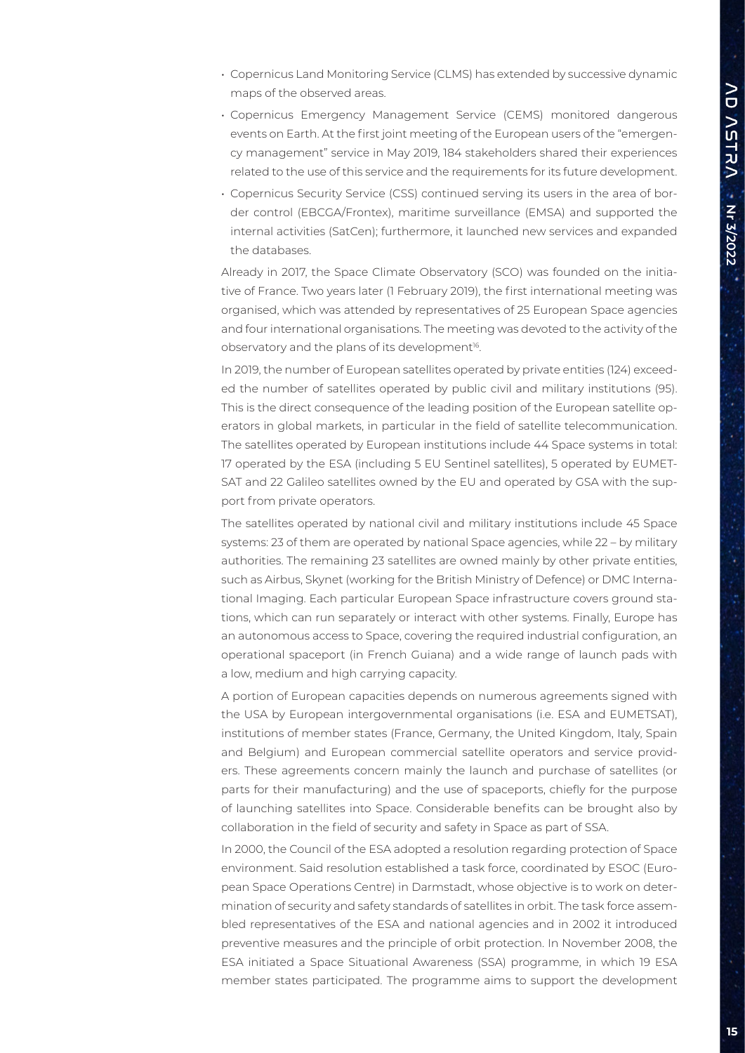- Copernicus Land Monitoring Service (CLMS) has extended by successive dynamic maps of the observed areas.
- Copernicus Emergency Management Service (CEMS) monitored dangerous events on Earth. At the first joint meeting of the European users of the "emergency management" service in May 2019, 184 stakeholders shared their experiences related to the use of this service and the requirements for its future development.
- Copernicus Security Service (CSS) continued serving its users in the area of border control (EBCGA/Frontex), maritime surveillance (EMSA) and supported the internal activities (SatCen); furthermore, it launched new services and expanded the databases.

Already in 2017, the Space Climate Observatory (SCO) was founded on the initiative of France. Two years later (1 February 2019), the first international meeting was organised, which was attended by representatives of 25 European Space agencies and four international organisations. The meeting was devoted to the activity of the observatory and the plans of its development[16].

In 2019, the number of European satellites operated by private entities (124) exceeded the number of satellites operated by public civil and military institutions (95). This is the direct consequence of the leading position of the European satellite operators in global markets, in particular in the field of satellite telecommunication. The satellites operated by European institutions include 44 Space systems in total: 17 operated by the ESA (including 5 EU Sentinel satellites), 5 operated by EUMETSAT and 22 Galileo satellites owned by the EU and operated by GSA with the support from private operators.

The satellites operated by national civil and military institutions include 45 Space systems: 23 of them are operated by national Space agencies, while 22 – by military authorities. The remaining 23 satellites are owned mainly by other private entities, such as Airbus, Skynet (working for the British Ministry of Defence) or DMC International Imaging. Each particular European Space infrastructure covers ground stations, which can run separately or interact with other systems. Finally, Europe has an autonomous access to Space, covering the required industrial configuration, an operational spaceport (in French Guiana) and a wide range of launch pads with a low, medium and high carrying capacity.

A portion of European capacities depends on numerous agreements signed with the USA by European intergovernmental organisations (i.e. ESA and EUMETSAT), institutions of member states (France, Germany, the United Kingdom, Italy, Spain and Belgium) and European commercial satellite operators and service providers. These agreements concern mainly the launch and purchase of satellites (or parts for their manufacturing) and the use of spaceports, chiefly for the purpose of launching satellites into Space. Considerable benefits can be brought also by collaboration in the field of security and safety in Space as part of SSA.

In 2000, the Council of the ESA adopted a resolution regarding protection of Space environment. Said resolution established a task force, coordinated by ESOC (European Space Operations Centre) in Darmstadt, whose objective is to work on determination of security and safety standards of satellites in orbit. The task force assembled representatives of the ESA and national agencies and in 2002 it introduced preventive measures and the principle of orbit protection. In November 2008, the ESA initiated a Space Situational Awareness (SSA) programme, in which 19 ESA member states participated. The programme aims to support the development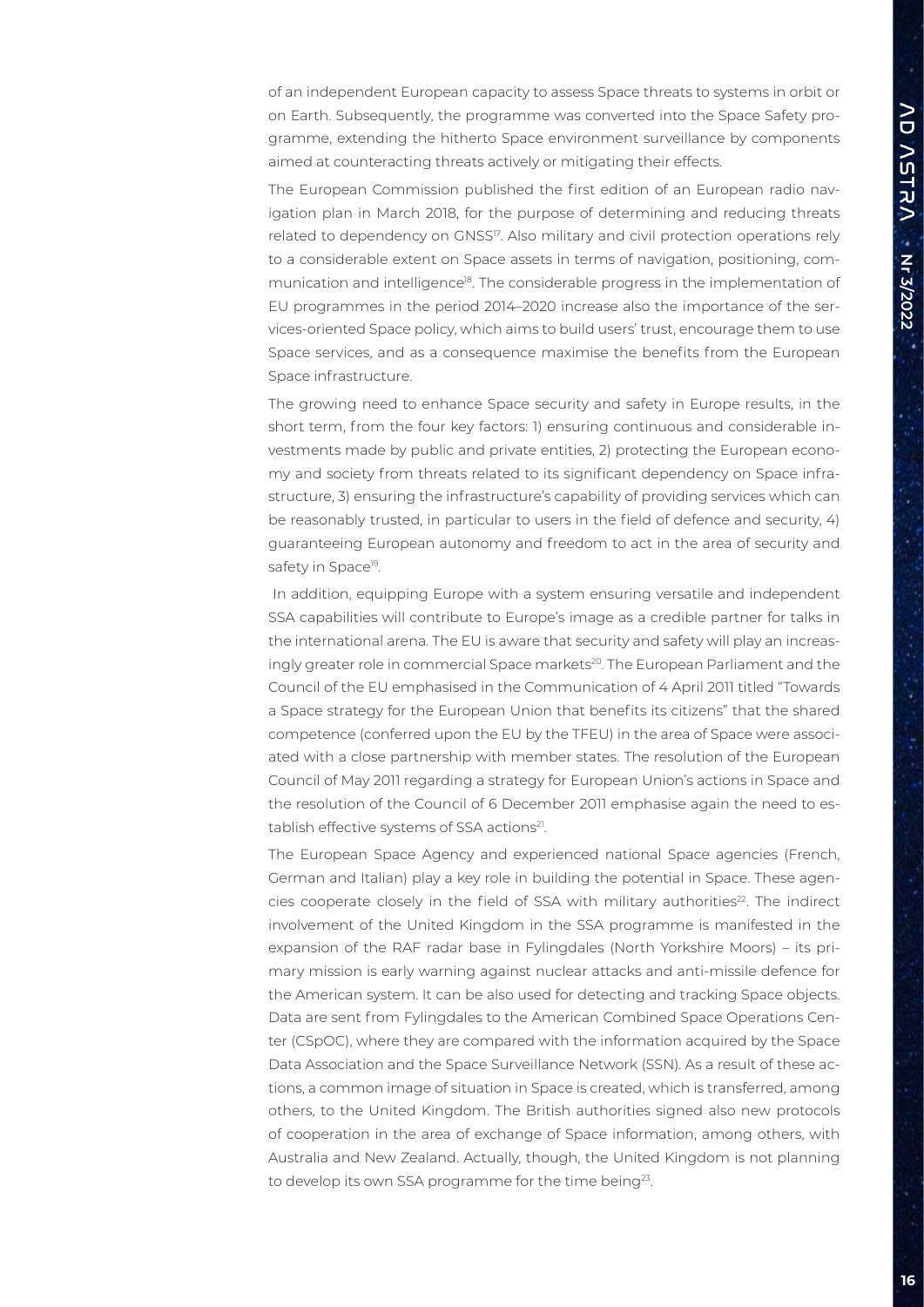of an independent European capacity to assess Space threats to systems in orbit or on Earth. Subsequently, the programme was converted into the Space Safety programme, extending the hitherto Space environment surveillance by components aimed at counteracting threats actively or mitigating their effects.

The European Commission published the first edition of an European radio navigation plan in March 2018, for the purpose of determining and reducing threats related to dependency on GNSS[17]. Also military and civil protection operations rely to a considerable extent on Space assets in terms of navigation, positioning, communication and intelligence[18]. The considerable progress in the implementation of EU programmes in the period 2014–2020 increase also the importance of the services-oriented Space policy, which aims to build users' trust, encourage them to use Space services, and as a consequence maximise the benefits from the European Space infrastructure.

The growing need to enhance Space security and safety in Europe results, in the short term, from the four key factors: 1) ensuring continuous and considerable investments made by public and private entities, 2) protecting the European economy and society from threats related to its significant dependency on Space infrastructure, 3) ensuring the infrastructure's capability of providing services which can be reasonably trusted, in particular to users in the field of defence and security, 4) guaranteeing European autonomy and freedom to act in the area of security and safety in Space[19].

In addition, equipping Europe with a system ensuring versatile and independent SSA capabilities will contribute to Europe's image as a credible partner for talks in the international arena. The EU is aware that security and safety will play an increasingly greater role in commercial Space markets[20]. The European Parliament and the Council of the EU emphasised in the Communication of 4 April 2011 titled "Towards a Space strategy for the European Union that benefits its citizens" that the shared competence (conferred upon the EU by the TFEU) in the area of Space were associated with a close partnership with member states. The resolution of the European Council of May 2011 regarding a strategy for European Union's actions in Space and the resolution of the Council of 6 December 2011 emphasise again the need to establish effective systems of SSA actions[21].

The European Space Agency and experienced national Space agencies (French, German and Italian) play a key role in building the potential in Space. These agencies cooperate closely in the field of SSA with military authorities[22]. The indirect involvement of the United Kingdom in the SSA programme is manifested in the expansion of the RAF radar base in Fylingdales (North Yorkshire Moors) – its primary mission is early warning against nuclear attacks and anti-missile defence for the American system. It can be also used for detecting and tracking Space objects. Data are sent from Fylingdales to the American Combined Space Operations Center (CSpOC), where they are compared with the information acquired by the Space Data Association and the Space Surveillance Network (SSN). As a result of these actions, a common image of situation in Space is created, which is transferred, among others, to the United Kingdom. The British authorities signed also new protocols of cooperation in the area of exchange of Space information, among others, with Australia and New Zealand. Actually, though, the United Kingdom is not planning to develop its own SSA programme for the time being[23].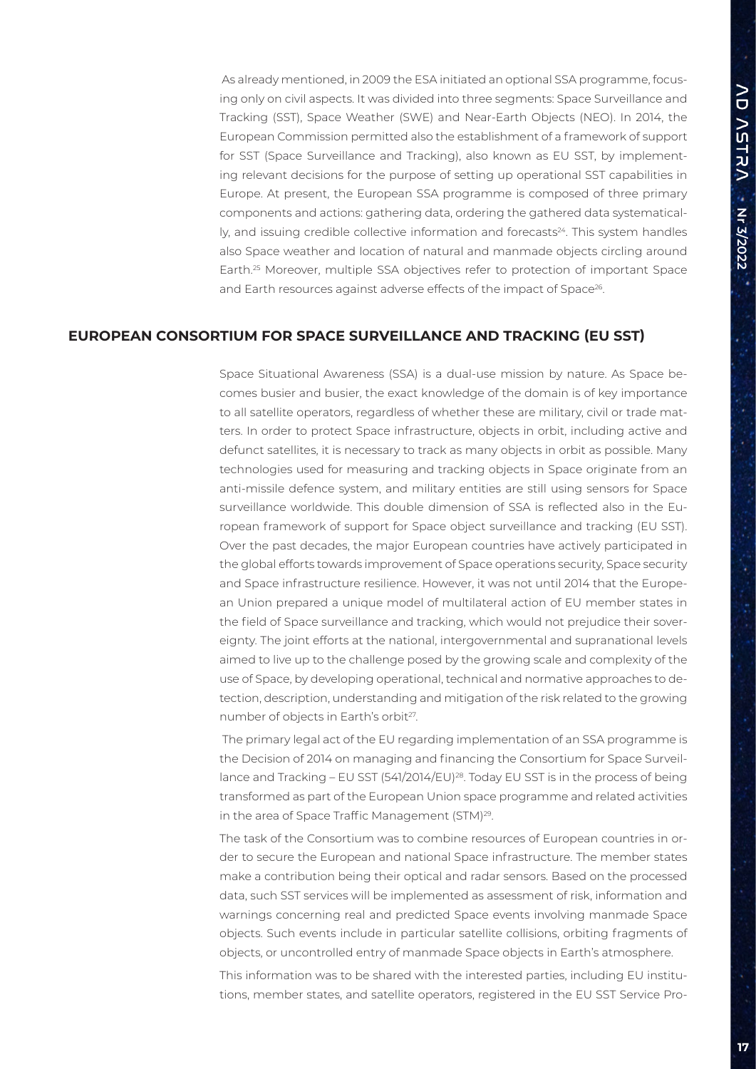As already mentioned, in 2009 the ESA initiated an optional SSA programme, focusing only on civil aspects. It was divided into three segments: Space Surveillance and Tracking (SST), Space Weather (SWE) and Near-Earth Objects (NEO). In 2014, the European Commission permitted also the establishment of a framework of support for SST (Space Surveillance and Tracking), also known as EU SST, by implementing relevant decisions for the purpose of setting up operational SST capabilities in Europe. At present, the European SSA programme is composed of three primary components and actions: gathering data, ordering the gathered data systematically, and issuing credible collective information and forecasts[24]. This system handles also Space weather and location of natural and manmade objects circling around Earth.[25] Moreover, multiple SSA objectives refer to protection of important Space and Earth resources against adverse effects of the impact of Space[26].

## EUROPEAN CONSORTIUM FOR SPACE SURVEILLANCE AND TRACKING (EU SST)

Space Situational Awareness (SSA) is a dual-use mission by nature. As Space becomes busier and busier, the exact knowledge of the domain is of key importance to all satellite operators, regardless of whether these are military, civil or trade matters. In order to protect Space infrastructure, objects in orbit, including active and defunct satellites, it is necessary to track as many objects in orbit as possible. Many technologies used for measuring and tracking objects in Space originate from an anti-missile defence system, and military entities are still using sensors for Space surveillance worldwide. This double dimension of SSA is reflected also in the European framework of support for Space object surveillance and tracking (EU SST). Over the past decades, the major European countries have actively participated in the global efforts towards improvement of Space operations security, Space security and Space infrastructure resilience. However, it was not until 2014 that the European Union prepared a unique model of multilateral action of EU member states in the field of Space surveillance and tracking, which would not prejudice their sovereignty. The joint efforts at the national, intergovernmental and supranational levels aimed to live up to the challenge posed by the growing scale and complexity of the use of Space, by developing operational, technical and normative approaches to detection, description, understanding and mitigation of the risk related to the growing number of objects in Earth's orbit[27].

The primary legal act of the EU regarding implementation of an SSA programme is the Decision of 2014 on managing and financing the Consortium for Space Surveillance and Tracking – EU SST (541/2014/EU)[28]. Today EU SST is in the process of being transformed as part of the European Union space programme and related activities in the area of Space Traffic Management (STM)[29].

The task of the Consortium was to combine resources of European countries in order to secure the European and national Space infrastructure. The member states make a contribution being their optical and radar sensors. Based on the processed data, such SST services will be implemented as assessment of risk, information and warnings concerning real and predicted Space events involving manmade Space objects. Such events include in particular satellite collisions, orbiting fragments of objects, or uncontrolled entry of manmade Space objects in Earth's atmosphere.

This information was to be shared with the interested parties, including EU institutions, member states, and satellite operators, registered in the EU SST Service Pro-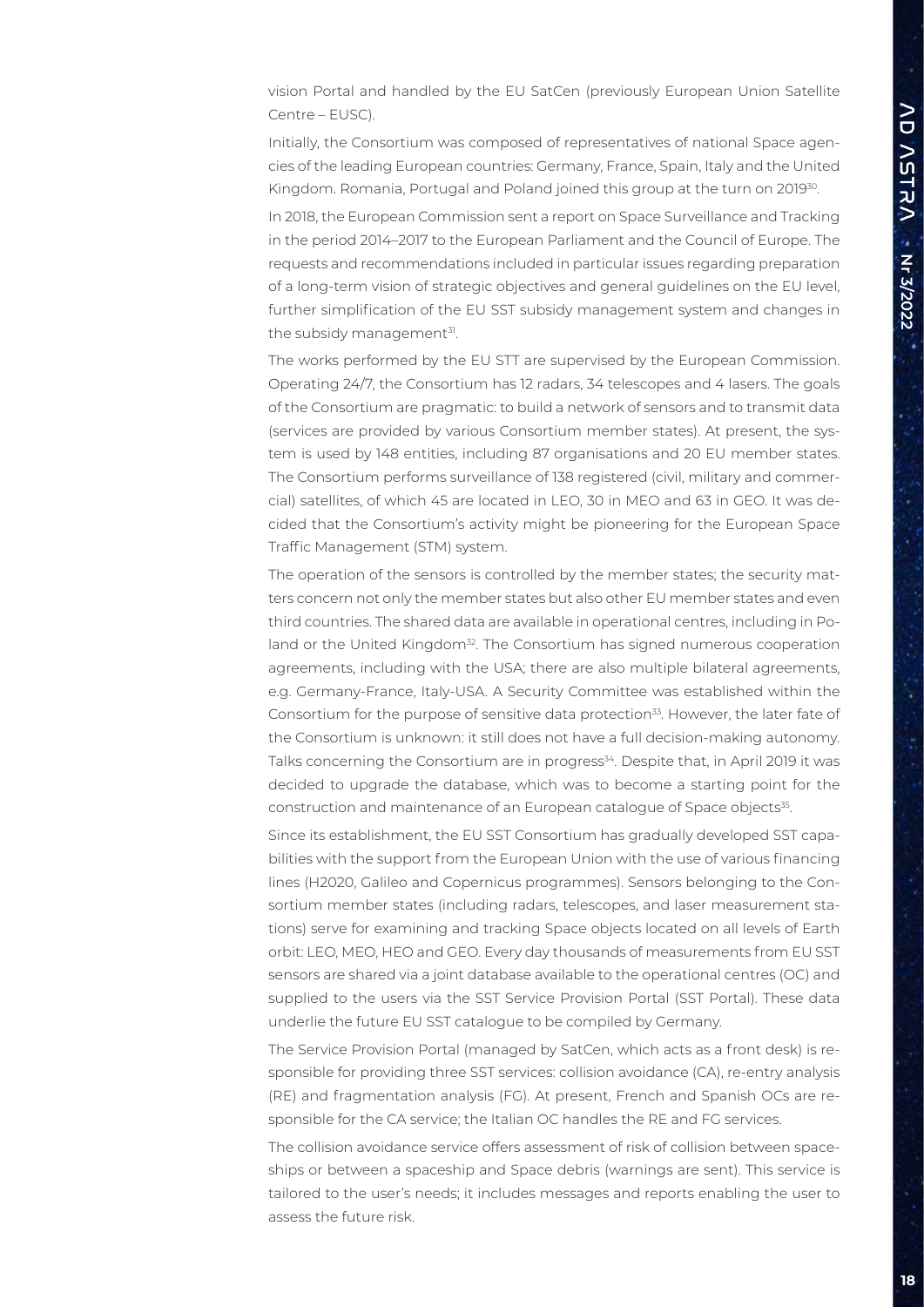vision Portal and handled by the EU SatCen (previously European Union Satellite Centre – EUSC).

Initially, the Consortium was composed of representatives of national Space agencies of the leading European countries: Germany, France, Spain, Italy and the United Kingdom. Romania, Portugal and Poland joined this group at the turn on 2019[30].

In 2018, the European Commission sent a report on Space Surveillance and Tracking in the period 2014–2017 to the European Parliament and the Council of Europe. The requests and recommendations included in particular issues regarding preparation of a long-term vision of strategic objectives and general guidelines on the EU level, further simplification of the EU SST subsidy management system and changes in the subsidy management[31].

The works performed by the EU STT are supervised by the European Commission. Operating 24/7, the Consortium has 12 radars, 34 telescopes and 4 lasers. The goals of the Consortium are pragmatic: to build a network of sensors and to transmit data (services are provided by various Consortium member states). At present, the system is used by 148 entities, including 87 organisations and 20 EU member states. The Consortium performs surveillance of 138 registered (civil, military and commercial) satellites, of which 45 are located in LEO, 30 in MEO and 63 in GEO. It was decided that the Consortium's activity might be pioneering for the European Space Traffic Management (STM) system.

The operation of the sensors is controlled by the member states; the security matters concern not only the member states but also other EU member states and even third countries. The shared data are available in operational centres, including in Poland or the United Kingdom[32]. The Consortium has signed numerous cooperation agreements, including with the USA; there are also multiple bilateral agreements, e.g. Germany-France, Italy-USA. A Security Committee was established within the Consortium for the purpose of sensitive data protection[33]. However, the later fate of the Consortium is unknown: it still does not have a full decision-making autonomy. Talks concerning the Consortium are in progress[34]. Despite that, in April 2019 it was decided to upgrade the database, which was to become a starting point for the construction and maintenance of an European catalogue of Space objects[35].

Since its establishment, the EU SST Consortium has gradually developed SST capabilities with the support from the European Union with the use of various financing lines (H2020, Galileo and Copernicus programmes). Sensors belonging to the Consortium member states (including radars, telescopes, and laser measurement stations) serve for examining and tracking Space objects located on all levels of Earth orbit: LEO, MEO, HEO and GEO. Every day thousands of measurements from EU SST sensors are shared via a joint database available to the operational centres (OC) and supplied to the users via the SST Service Provision Portal (SST Portal). These data underlie the future EU SST catalogue to be compiled by Germany.

The Service Provision Portal (managed by SatCen, which acts as a front desk) is responsible for providing three SST services: collision avoidance (CA), re-entry analysis (RE) and fragmentation analysis (FG). At present, French and Spanish OCs are responsible for the CA service; the Italian OC handles the RE and FG services.

The collision avoidance service offers assessment of risk of collision between spaceships or between a spaceship and Space debris (warnings are sent). This service is tailored to the user's needs; it includes messages and reports enabling the user to assess the future risk.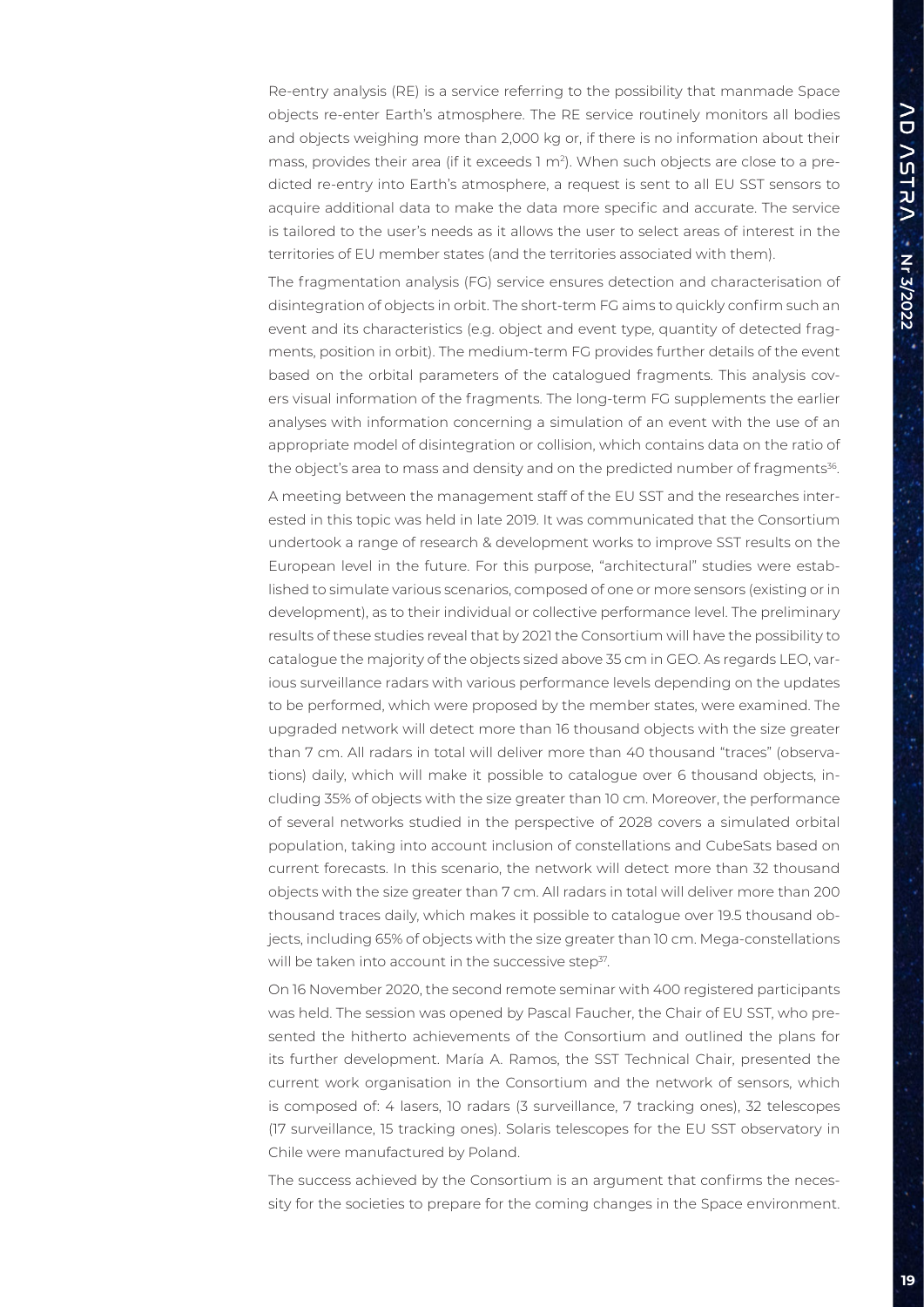Re-entry analysis (RE) is a service referring to the possibility that manmade Space objects re-enter Earth's atmosphere. The RE service routinely monitors all bodies and objects weighing more than 2,000 kg or, if there is no information about their mass, provides their area (if it exceeds 1 $m^2$). When such objects are close to a predicted re-entry into Earth's atmosphere, a request is sent to all EU SST sensors to acquire additional data to make the data more specific and accurate. The service is tailored to the user's needs as it allows the user to select areas of interest in the territories of EU member states (and the territories associated with them).

The fragmentation analysis (FG) service ensures detection and characterisation of disintegration of objects in orbit. The short-term FG aims to quickly confirm such an event and its characteristics (e.g. object and event type, quantity of detected fragments, position in orbit). The medium-term FG provides further details of the event based on the orbital parameters of the catalogued fragments. This analysis covers visual information of the fragments. The long-term FG supplements the earlier analyses with information concerning a simulation of an event with the use of an appropriate model of disintegration or collision, which contains data on the ratio of the object's area to mass and density and on the predicted number of fragments[36].

A meeting between the management staff of the EU SST and the researches interested in this topic was held in late 2019. It was communicated that the Consortium undertook a range of research & development works to improve SST results on the European level in the future. For this purpose, "architectural" studies were established to simulate various scenarios, composed of one or more sensors (existing or in development), as to their individual or collective performance level. The preliminary results of these studies reveal that by 2021 the Consortium will have the possibility to catalogue the majority of the objects sized above 35 cm in GEO. As regards LEO, various surveillance radars with various performance levels depending on the updates to be performed, which were proposed by the member states, were examined. The upgraded network will detect more than 16 thousand objects with the size greater than 7 cm. All radars in total will deliver more than 40 thousand "traces" (observations) daily, which will make it possible to catalogue over 6 thousand objects, including 35% of objects with the size greater than 10 cm. Moreover, the performance of several networks studied in the perspective of 2028 covers a simulated orbital population, taking into account inclusion of constellations and CubeSats based on current forecasts. In this scenario, the network will detect more than 32 thousand objects with the size greater than 7 cm. All radars in total will deliver more than 200 thousand traces daily, which makes it possible to catalogue over 19.5 thousand objects, including 65% of objects with the size greater than 10 cm. Mega-constellations will be taken into account in the successive step[37].

On 16 November 2020, the second remote seminar with 400 registered participants was held. The session was opened by Pascal Faucher, the Chair of EU SST, who presented the hitherto achievements of the Consortium and outlined the plans for its further development. María A. Ramos, the SST Technical Chair, presented the current work organisation in the Consortium and the network of sensors, which is composed of: 4 lasers, 10 radars (3 surveillance, 7 tracking ones), 32 telescopes (17 surveillance, 15 tracking ones). Solaris telescopes for the EU SST observatory in Chile were manufactured by Poland.

The success achieved by the Consortium is an argument that confirms the necessity for the societies to prepare for the coming changes in the Space environment.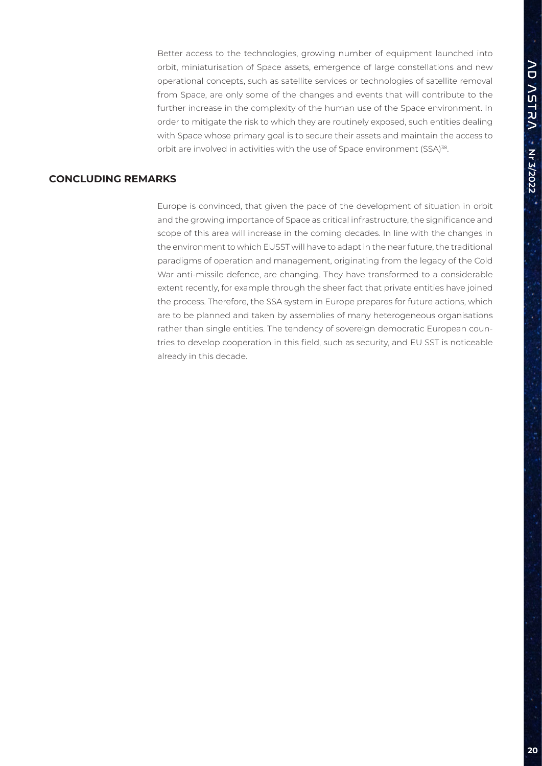Better access to the technologies, growing number of equipment launched into orbit, miniaturisation of Space assets, emergence of large constellations and new operational concepts, such as satellite services or technologies of satellite removal from Space, are only some of the changes and events that will contribute to the further increase in the complexity of the human use of the Space environment. In order to mitigate the risk to which they are routinely exposed, such entities dealing with Space whose primary goal is to secure their assets and maintain the access to orbit are involved in activities with the use of Space environment (SSA)[38].

## CONCLUDING REMARKS

Europe is convinced, that given the pace of the development of situation in orbit and the growing importance of Space as critical infrastructure, the significance and scope of this area will increase in the coming decades. In line with the changes in the environment to which EUSST will have to adapt in the near future, the traditional paradigms of operation and management, originating from the legacy of the Cold War anti-missile defence, are changing. They have transformed to a considerable extent recently, for example through the sheer fact that private entities have joined the process. Therefore, the SSA system in Europe prepares for future actions, which are to be planned and taken by assemblies of many heterogeneous organisations rather than single entities. The tendency of sovereign democratic European countries to develop cooperation in this field, such as security, and EU SST is noticeable already in this decade.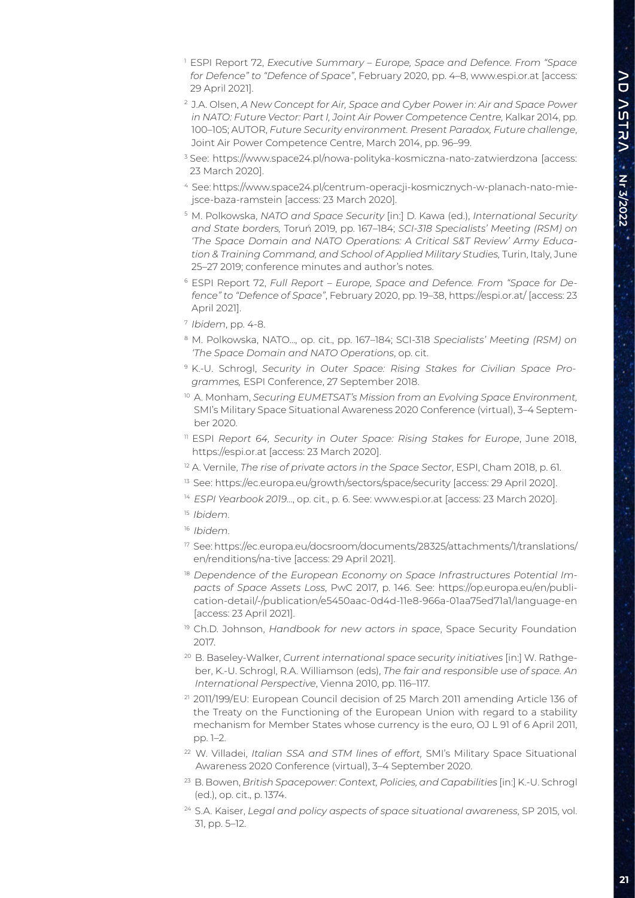[1] ESPI Report 72, *Executive Summary – Europe, Space and Defence. From "Space for Defence" to "Defence of Space"*, February 2020, pp. 4–8, www.espi.or.at [access: 29 April 2021].

[2] J.A. Olsen, *A New Concept for Air, Space and Cyber Power in: Air and Space Power in NATO: Future Vector: Part I, Joint Air Power Competence Centre,* Kalkar 2014, pp. 100–105; AUTOR, *Future Security environment. Present Paradox, Future challenge*, Joint Air Power Competence Centre, March 2014, pp. 96–99.

[3] See: https://www.space24.pl/nowa-polityka-kosmiczna-nato-zatwierdzona [access: 23 March 2020].

[4] See: https://www.space24.pl/centrum-operacji-kosmicznych-w-planach-nato-miejsce-baza-ramstein [access: 23 March 2020].

[5] M. Polkowska, *NATO and Space Security* [in:] D. Kawa (ed.), *International Security and State borders,* Toruń 2019, pp. 167–184; *SCI-318 Specialists' Meeting (RSM) on 'The Space Domain and NATO Operations: A Critical S&T Review' Army Education & Training Command, and School of Applied Military Studies,* Turin, Italy, June 25–27 2019; conference minutes and author's notes.

[6] ESPI Report 72, *Full Report – Europe, Space and Defence. From "Space for Defence" to "Defence of Space"*, February 2020, pp. 19–38, https://espi.or.at/ [access: 23 April 2021].

[7] *Ibidem*, pp. 4-8.

[8] M. Polkowska, NATO..., op. cit., pp. 167–184; SCI-318 *Specialists' Meeting (RSM) on 'The Space Domain and NATO Operations*, op. cit.

[9] K.-U. Schrogl, *Security in Outer Space: Rising Stakes for Civilian Space Programmes,* ESPI Conference, 27 September 2018.

[10] A. Monham, *Securing EUMETSAT's Mission from an Evolving Space Environment,* SMI's Military Space Situational Awareness 2020 Conference (virtual), 3–4 September 2020.

[11] ESPI *Report 64, Security in Outer Space: Rising Stakes for Europe*, June 2018, https://espi.or.at [access: 23 March 2020].

[12] A. Vernile, *The rise of private actors in the Space Sector*, ESPI, Cham 2018, p. 61.

[13] See: https://ec.europa.eu/growth/sectors/space/security [access: 29 April 2020].

[14] *ESPI Yearbook 2019...*, op. cit., p. 6. See: www.espi.or.at [access: 23 March 2020].

[15] *Ibidem*.

[16] *Ibidem*.

[17] See: https://ec.europa.eu/docsroom/documents/28325/attachments/1/translations/en/renditions/na-tive [access: 29 April 2021].

[18] *Dependence of the European Economy on Space Infrastructures Potential Impacts of Space Assets Loss*, PwC 2017, p. 146. See: https://op.europa.eu/en/publication-detail/-/publication/e5450aac-0d4d-11e8-966a-01aa75ed71a1/language-en [access: 23 April 2021].

[19] Ch.D. Johnson, *Handbook for new actors in space*, Space Security Foundation 2017.

[20] B. Baseley-Walker, *Current international space security initiatives* [in:] W. Rathgeber, K.-U. Schrogl, R.A. Williamson (eds), *The fair and responsible use of space. An International Perspective*, Vienna 2010, pp. 116–117.

[21] 2011/199/EU: European Council decision of 25 March 2011 amending Article 136 of the Treaty on the Functioning of the European Union with regard to a stability mechanism for Member States whose currency is the euro, OJ L 91 of 6 April 2011, pp. 1–2.

[22] W. Villadei, *Italian SSA and STM lines of effort,* SMI's Military Space Situational Awareness 2020 Conference (virtual), 3–4 September 2020.

[23] B. Bowen, *British Spacepower: Context, Policies, and Capabilities* [in:] K.-U. Schrogl (ed.), op. cit., p. 1374.

[24] S.A. Kaiser, *Legal and policy aspects of space situational awareness*, SP 2015, vol. 31, pp. 5–12.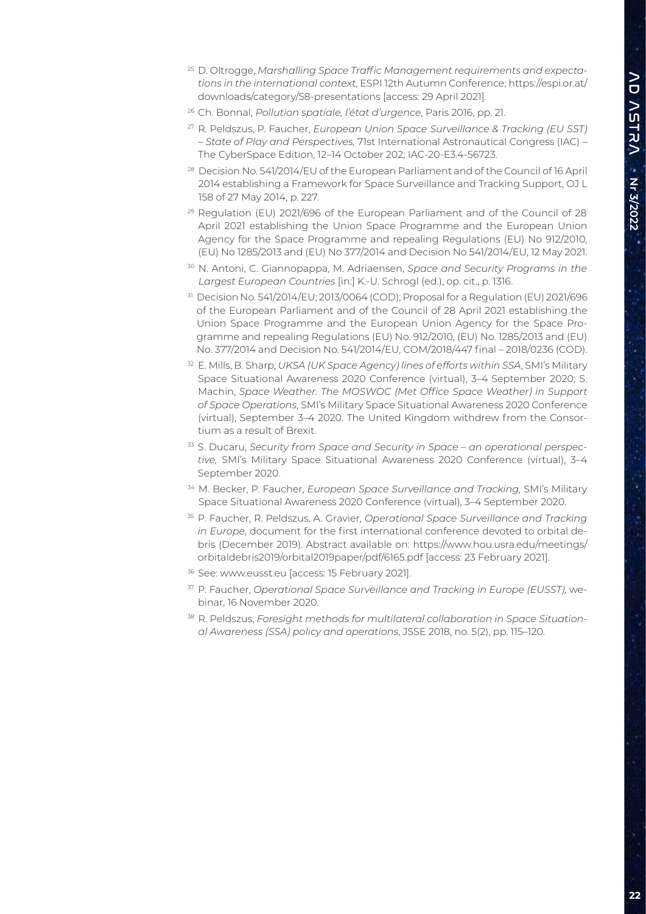[25] D. Oltrogge, *Marshalling Space Traffic Management requirements and expectations in the international context*, ESPI 12th Autumn Conference; https://espi.or.at/downloads/category/58-presentations [access: 29 April 2021].

[26] Ch. Bonnal, *Pollution spatiale, l'état d'urgence*, Paris 2016, pp. 21.

[27] R. Peldszus, P. Faucher, *European Union Space Surveillance & Tracking (EU SST) – State of Play and Perspectives*, 71st International Astronautical Congress (IAC) – The CyberSpace Edition, 12–14 October 202; IAC-20-E3.4-56723.

[28] Decision No. 541/2014/EU of the European Parliament and of the Council of 16 April 2014 establishing a Framework for Space Surveillance and Tracking Support, OJ L 158 of 27 May 2014, p. 227.

[29] Regulation (EU) 2021/696 of the European Parliament and of the Council of 28 April 2021 establishing the Union Space Programme and the European Union Agency for the Space Programme and repealing Regulations (EU) No 912/2010, (EU) No 1285/2013 and (EU) No 377/2014 and Decision No 541/2014/EU, 12 May 2021.

[30] N. Antoni, C. Giannopappa, M. Adriaensen, *Space and Security Programs in the Largest European Countries* [in:] K.-U. Schrogl (ed.), op. cit., p. 1316.

[31] Decision No. 541/2014/EU; 2013/0064 (COD); Proposal for a Regulation (EU) 2021/696 of the European Parliament and of the Council of 28 April 2021 establishing the Union Space Programme and the European Union Agency for the Space Programme and repealing Regulations (EU) No. 912/2010, (EU) No. 1285/2013 and (EU) No. 377/2014 and Decision No. 541/2014/EU, COM/2018/447 final – 2018/0236 (COD).

[32] E. Mills, B. Sharp, *UKSA (UK Space Agency) lines of efforts within SSA*, SMI's Military Space Situational Awareness 2020 Conference (virtual), 3–4 September 2020; S. Machin, *Space Weather. The MOSWOC (Met Office Space Weather) in Support of Space Operations*, SMI's Military Space Situational Awareness 2020 Conference (virtual), September 3–4 2020. The United Kingdom withdrew from the Consortium as a result of Brexit.

[33] S. Ducaru, *Security from Space and Security in Space – an operational perspective*, SMI's Military Space Situational Awareness 2020 Conference (virtual), 3–4 September 2020.

[34] M. Becker, P. Faucher, *European Space Surveillance and Tracking*, SMI's Military Space Situational Awareness 2020 Conference (virtual), 3–4 September 2020.

[35] P. Faucher, R. Peldszus, A. Gravier, *Operational Space Surveillance and Tracking in Europe*, document for the first international conference devoted to orbital debris (December 2019). Abstract available on: https://www.hou.usra.edu/meetings/orbitaldebris2019/orbital2019paper/pdf/6165.pdf [access: 23 February 2021].

[36] See: www.eusst.eu [access: 15 February 2021].

[37] P. Faucher, *Operational Space Surveillance and Tracking in Europe (EUSST)*, webinar, 16 November 2020.

[38] R. Peldszus, *Foresight methods for multilateral collaboration in Space Situational Awareness (SSA) policy and operations*, JSSE 2018, no. 5(2), pp. 115–120.